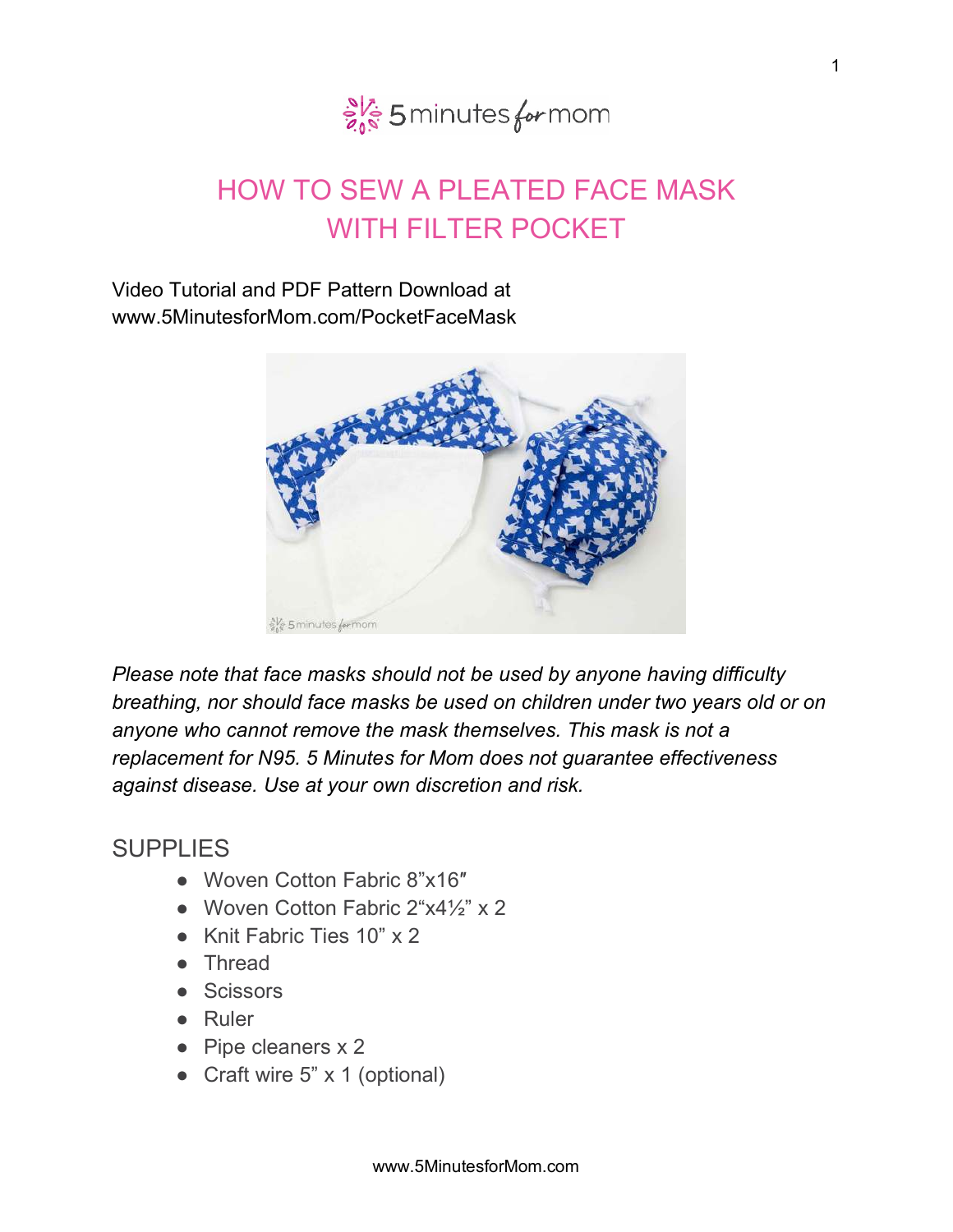# HOW TO SEW A PLEATED FACE MASK WITH FILTER POCKET

Video Tutorial and PDF Pattern Download at
www.5MinutesforMom.com/PocketFaceMask

*Please note that face masks should not be used by anyone having difficulty breathing, nor should face masks be used on children under two years old or on anyone who cannot remove the mask themselves. This mask is not a replacement for N95. 5 Minutes for Mom does not guarantee effectiveness against disease. Use at your own discretion and risk.*

## SUPPLIES

- Woven Cotton Fabric 8"x16″
- Woven Cotton Fabric 2"x4½" x 2
- Knit Fabric Ties 10" x 2
- Thread
- Scissors
- Ruler
- Pipe cleaners x 2
- Craft wire 5" x 1 (optional)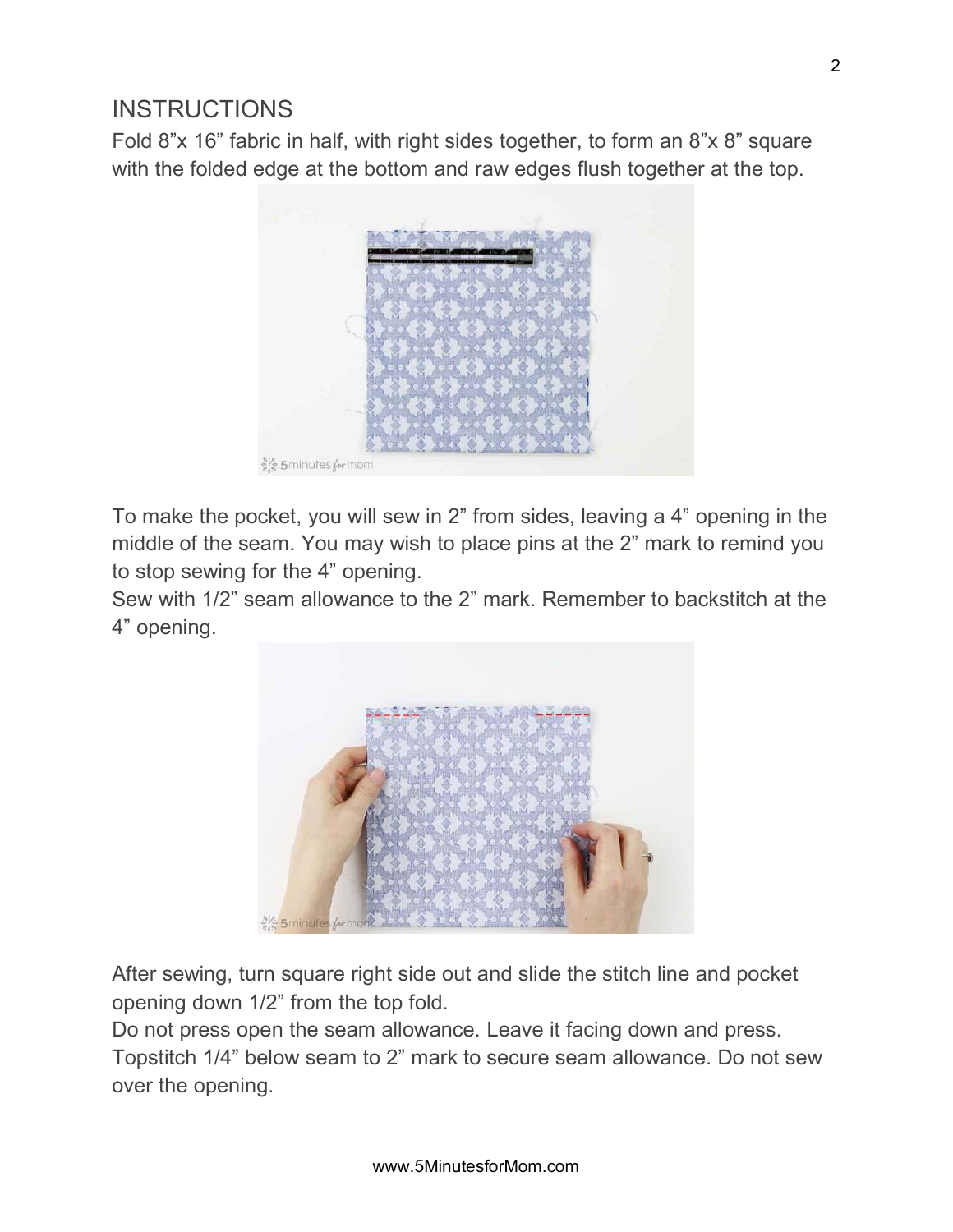## INSTRUCTIONS

Fold 8"x 16" fabric in half, with right sides together, to form an 8"x 8" square with the folded edge at the bottom and raw edges flush together at the top.

To make the pocket, you will sew in 2" from sides, leaving a 4" opening in the middle of the seam. You may wish to place pins at the 2" mark to remind you to stop sewing for the 4" opening.

Sew with 1/2" seam allowance to the 2" mark. Remember to backstitch at the 4" opening.

After sewing, turn square right side out and slide the stitch line and pocket opening down 1/2" from the top fold.

Do not press open the seam allowance. Leave it facing down and press.

Topstitch 1/4" below seam to 2" mark to secure seam allowance. Do not sew over the opening.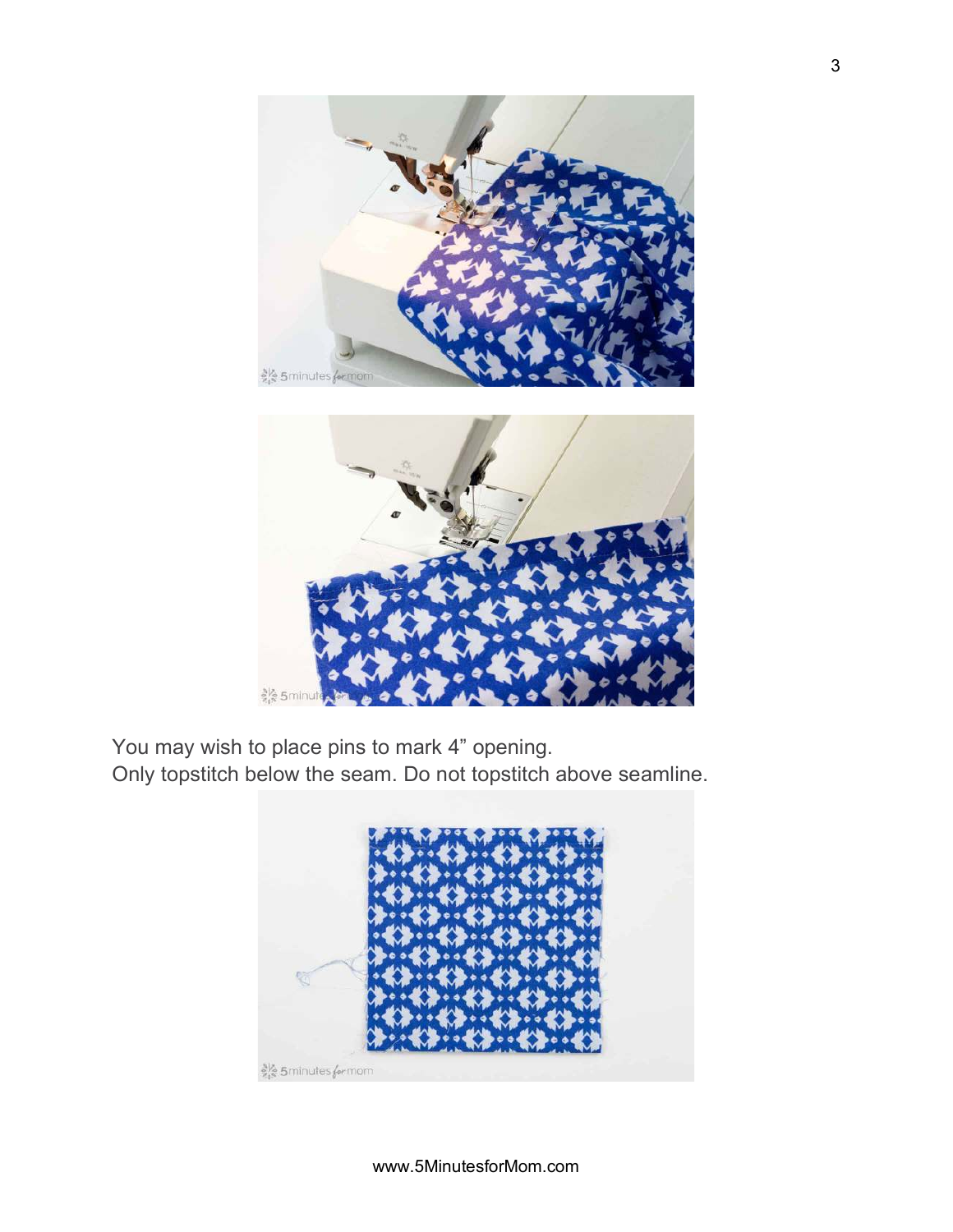You may wish to place pins to mark 4” opening.
Only topstitch below the seam. Do not topstitch above seamline.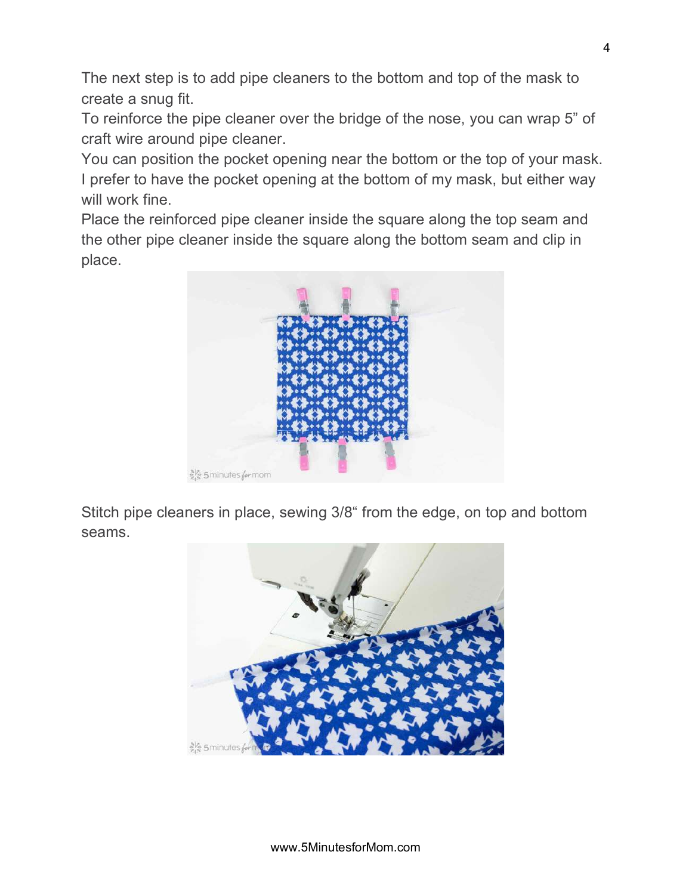The next step is to add pipe cleaners to the bottom and top of the mask to create a snug fit.

To reinforce the pipe cleaner over the bridge of the nose, you can wrap 5” of craft wire around pipe cleaner.

You can position the pocket opening near the bottom or the top of your mask. I prefer to have the pocket opening at the bottom of my mask, but either way will work fine.

Place the reinforced pipe cleaner inside the square along the top seam and the other pipe cleaner inside the square along the bottom seam and clip in place.

Stitch pipe cleaners in place, sewing 3/8“ from the edge, on top and bottom seams.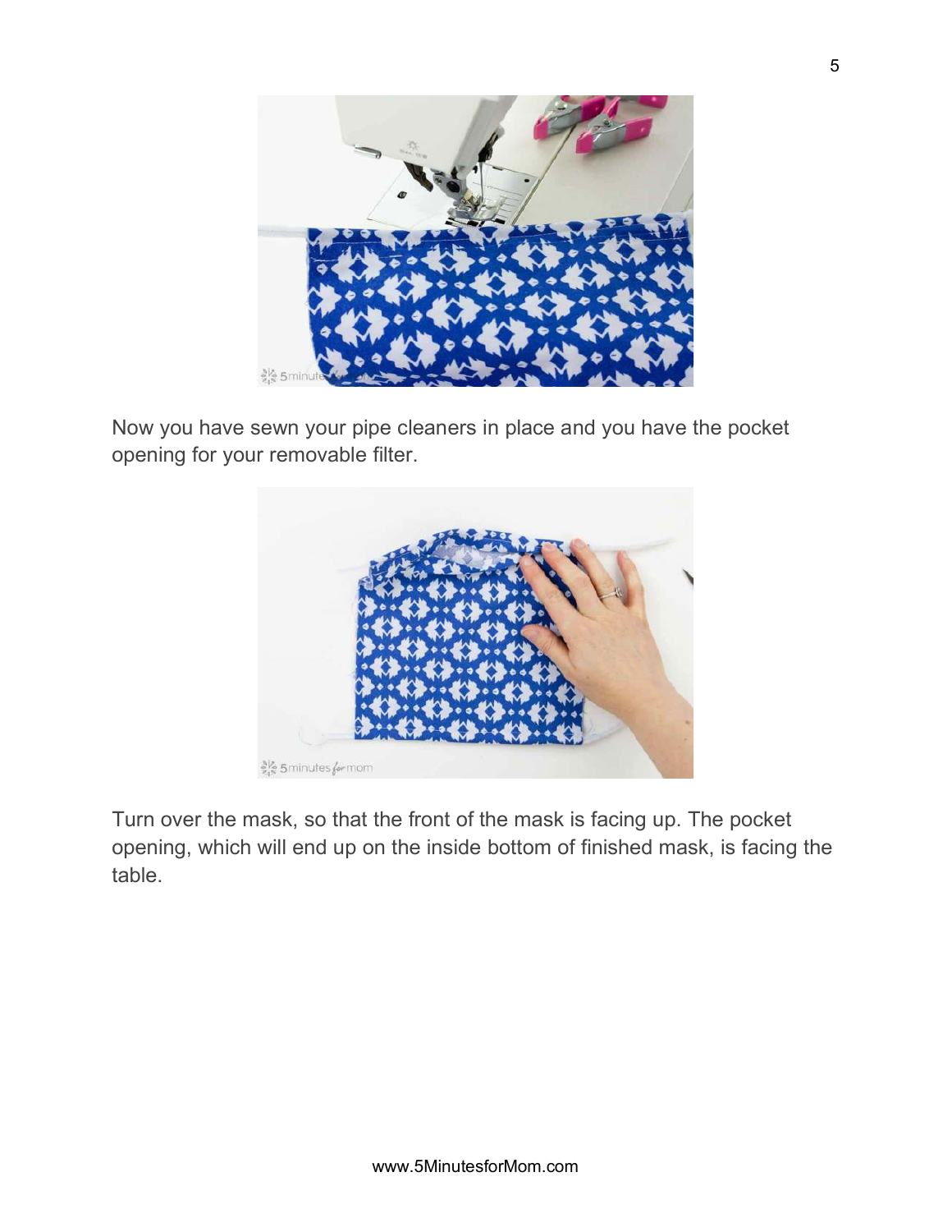Now you have sewn your pipe cleaners in place and you have the pocket opening for your removable filter.

Turn over the mask, so that the front of the mask is facing up. The pocket opening, which will end up on the inside bottom of finished mask, is facing the table.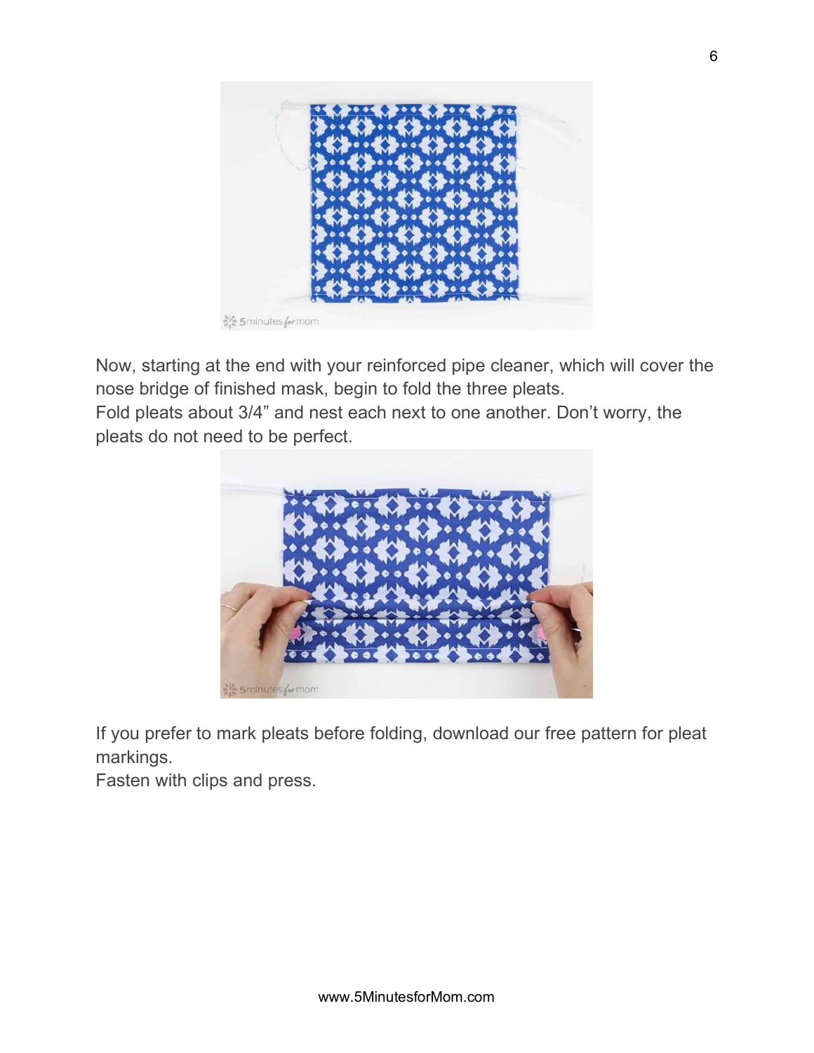Now, starting at the end with your reinforced pipe cleaner, which will cover the nose bridge of finished mask, begin to fold the three pleats.
Fold pleats about 3/4” and nest each next to one another. Don’t worry, the pleats do not need to be perfect.

If you prefer to mark pleats before folding, download our free pattern for pleat markings.
Fasten with clips and press.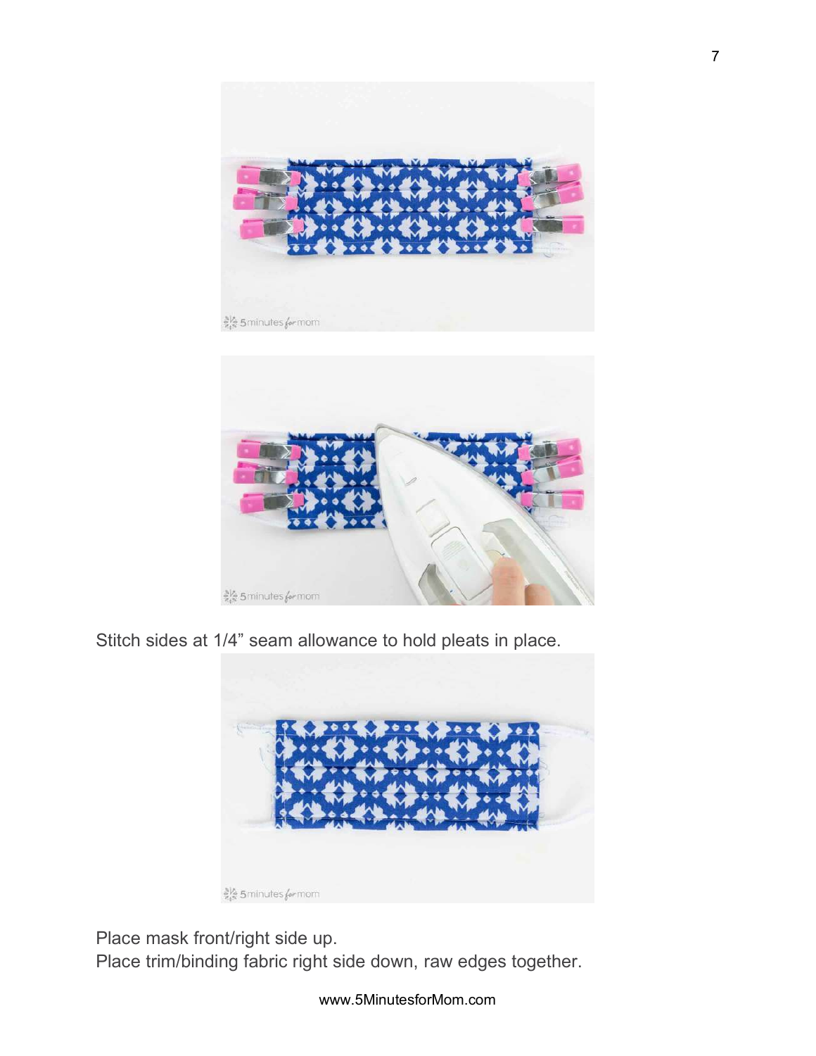Stitch sides at 1/4” seam allowance to hold pleats in place.

Place mask front/right side up.
Place trim/binding fabric right side down, raw edges together.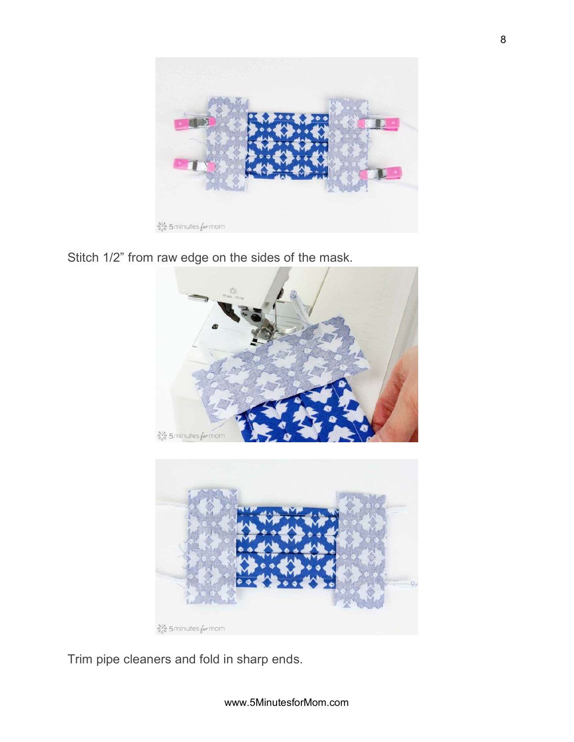Stitch 1/2” from raw edge on the sides of the mask.

Trim pipe cleaners and fold in sharp ends.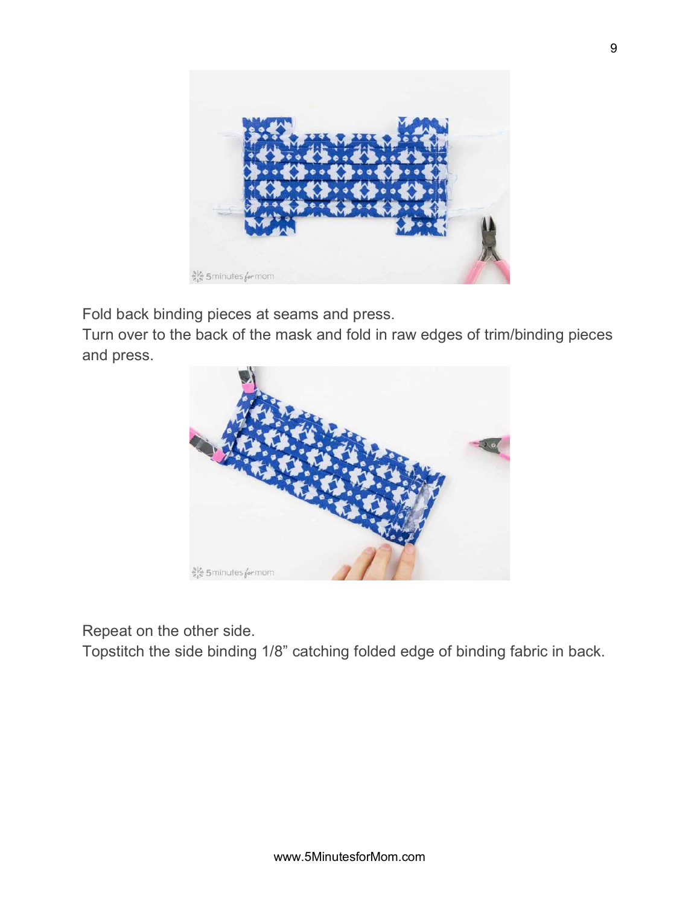Fold back binding pieces at seams and press.
Turn over to the back of the mask and fold in raw edges of trim/binding pieces and press.

Repeat on the other side.
Topstitch the side binding 1/8" catching folded edge of binding fabric in back.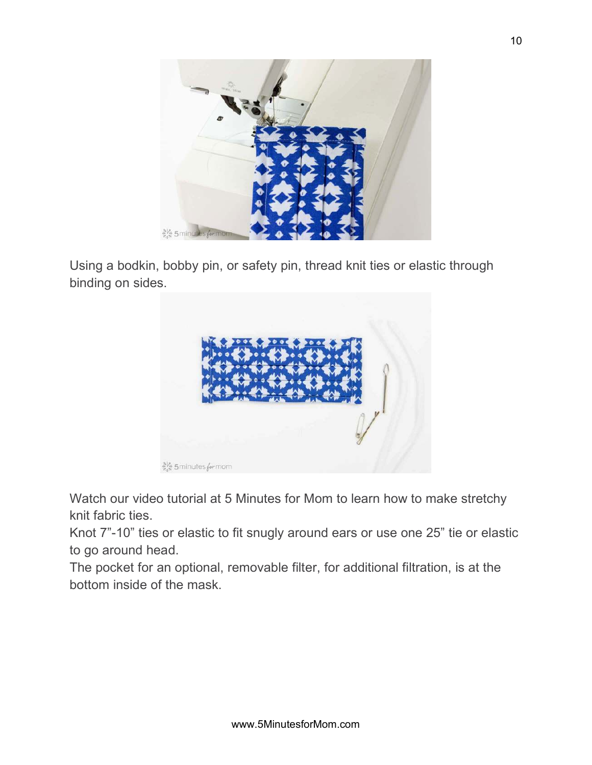Using a bodkin, bobby pin, or safety pin, thread knit ties or elastic through binding on sides.

Watch our video tutorial at 5 Minutes for Mom to learn how to make stretchy knit fabric ties.

Knot 7”-10” ties or elastic to fit snugly around ears or use one 25” tie or elastic to go around head.

The pocket for an optional, removable filter, for additional filtration, is at the bottom inside of the mask.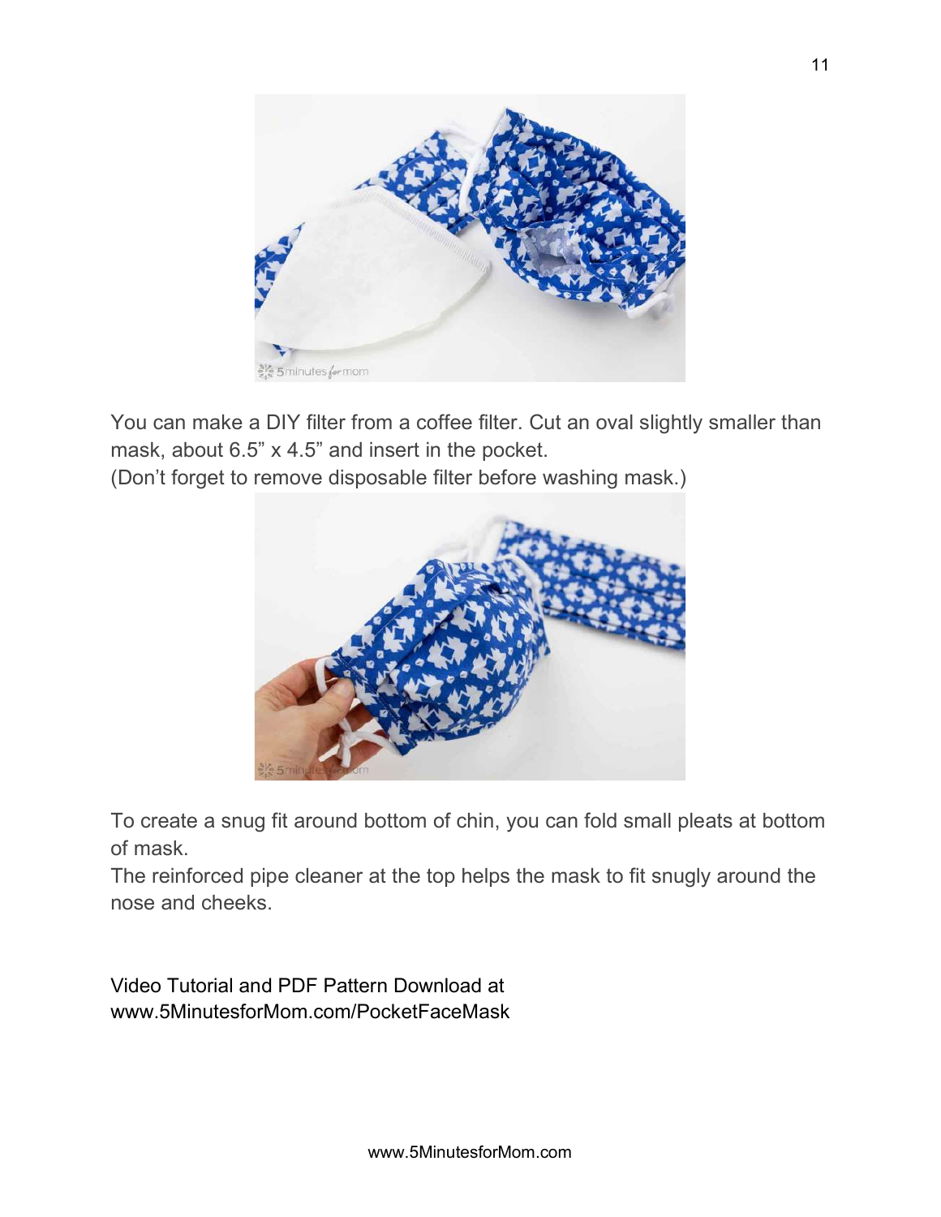You can make a DIY filter from a coffee filter. Cut an oval slightly smaller than mask, about 6.5” x 4.5” and insert in the pocket.
(Don’t forget to remove disposable filter before washing mask.)

To create a snug fit around bottom of chin, you can fold small pleats at bottom of mask.
The reinforced pipe cleaner at the top helps the mask to fit snugly around the nose and cheeks.

Video Tutorial and PDF Pattern Download at
www.5MinutesforMom.com/PocketFaceMask